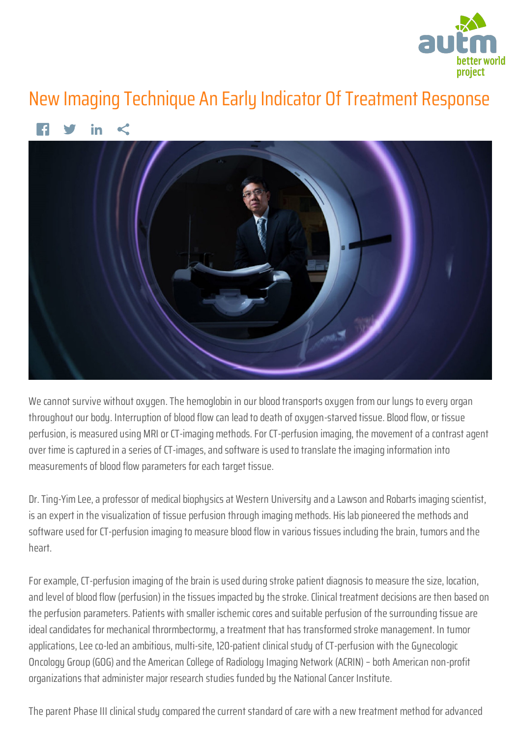# New Imaging Technique An Early Indicator Of Treatment Response

We cannot survive without oxygen. The hemoglobin in our blood transports oxygen from our lungs to every organ throughout our body. Interruption of blood flow can lead to death of oxygen-starved tissue. Blood flow, or tissue perfusion, is measured using MRI or CT-imaging methods. For CT-perfusion imaging, the movement of a contrast agent over time is captured in a series of CT-images, and software is used to translate the imaging information into measurements of blood flow parameters for each target tissue.

Dr. Ting-Yim Lee, a professor of medical biophysics at Western University and a Lawson and Robarts imaging scientist, is an expert in the visualization of tissue perfusion through imaging methods. His lab pioneered the methods and software used for CT-perfusion imaging to measure blood flow in various tissues including the brain, tumors and the heart.

For example, CT-perfusion imaging of the brain is used during stroke patient diagnosis to measure the size, location, and level of blood flow (perfusion) in the tissues impacted by the stroke. Clinical treatment decisions are then based on the perfusion parameters. Patients with smaller ischemic cores and suitable perfusion of the surrounding tissue are ideal candidates for mechanical thrormbectormy, a treatment that has transformed stroke management. In tumor applications, Lee co-led an ambitious, multi-site, 120-patient clinical study of CT-perfusion with the Gynecologic Oncology Group (GOG) and the American College of Radiology Imaging Network (ACRIN) – both American non-profit organizations that administer major research studies funded by the National Cancer Institute.

The parent Phase III clinical study compared the current standard of care with a new treatment method for advanced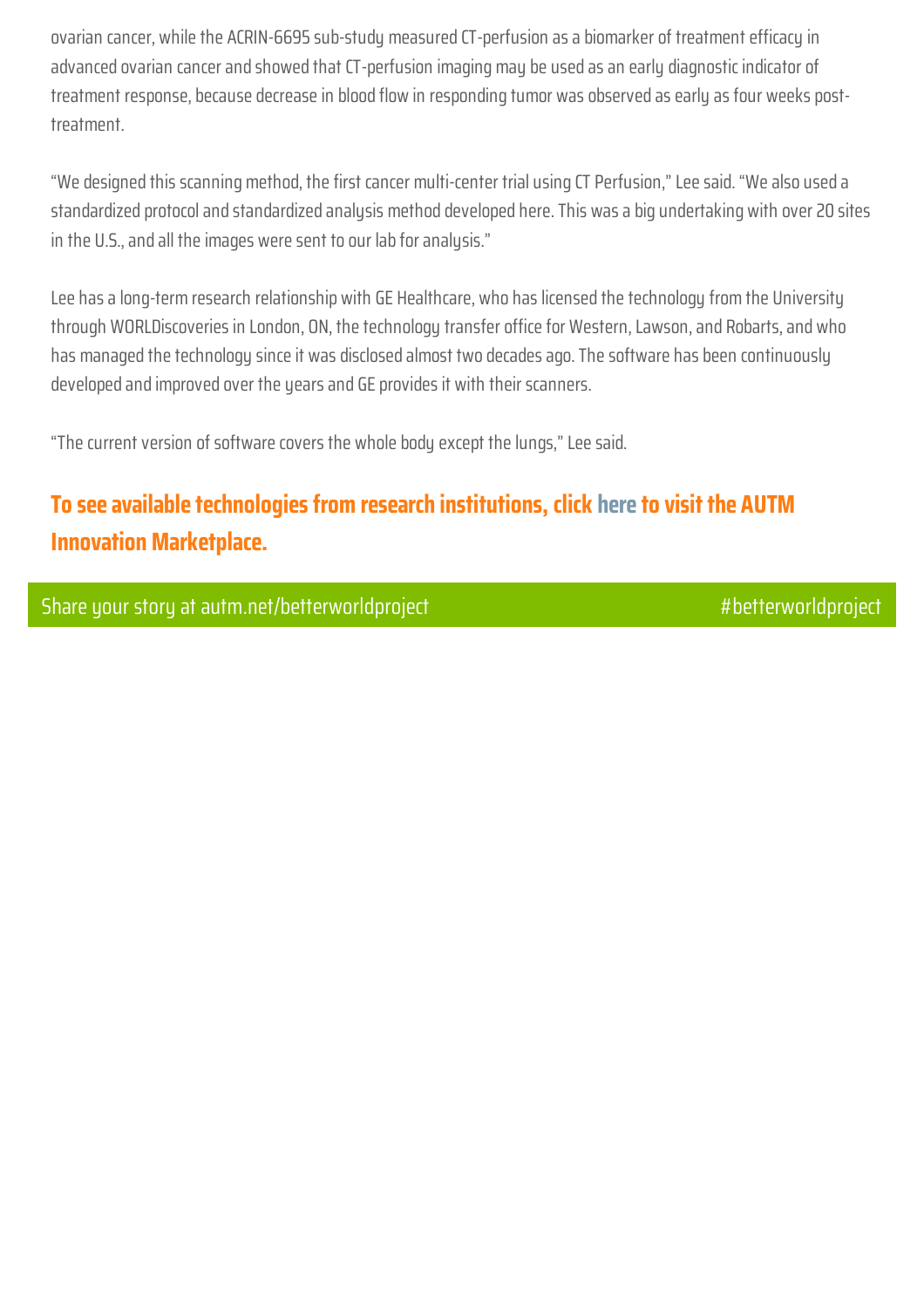ovarian cancer, while the ACRIN-6695 sub-study measured CT-perfusion as a biomarker of treatment efficacy in advanced ovarian cancer and showed that CT-perfusion imaging may be used as an early diagnostic indicator of treatment response, because decrease in blood flow in responding tumor was observed as early as four weeks post-treatment.

"We designed this scanning method, the first cancer multi-center trial using CT Perfusion," Lee said. "We also used a standardized protocol and standardized analysis method developed here. This was a big undertaking with over 20 sites in the U.S., and all the images were sent to our lab for analysis."

Lee has a long-term research relationship with GE Healthcare, who has licensed the technology from the University through WORLDiscoveries in London, ON, the technology transfer office for Western, Lawson, and Robarts, and who has managed the technology since it was disclosed almost two decades ago. The software has been continuously developed and improved over the years and GE provides it with their scanners.

"The current version of software covers the whole body except the lungs," Lee said.

**To see available technologies from research institutions, click here to visit the AUTM Innovation Marketplace.**

Share your story at autm.net/betterworldproject #betterworldproject